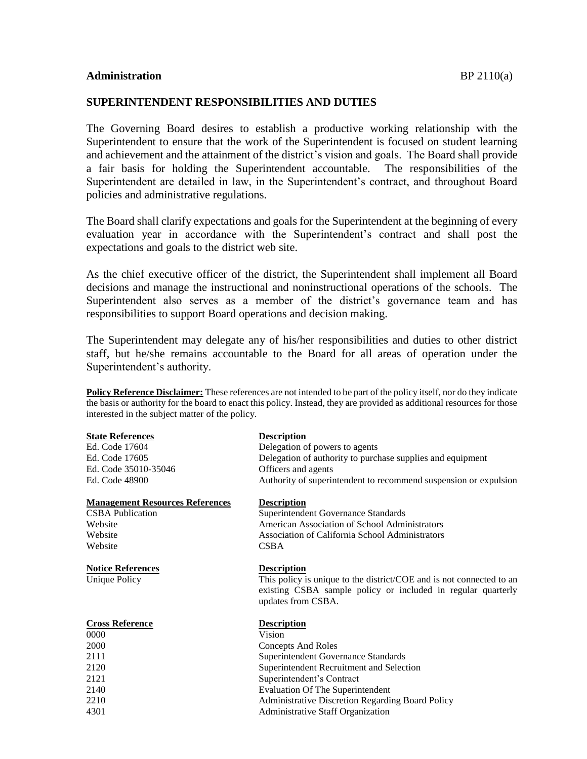**Administration** BP 2110(a)

## SUPERINTENDENT RESPONSIBILITIES AND DUTIES

The Governing Board desires to establish a productive working relationship with the Superintendent to ensure that the work of the Superintendent is focused on student learning and achievement and the attainment of the district's vision and goals. The Board shall provide a fair basis for holding the Superintendent accountable. The responsibilities of the Superintendent are detailed in law, in the Superintendent's contract, and throughout Board policies and administrative regulations.

The Board shall clarify expectations and goals for the Superintendent at the beginning of every evaluation year in accordance with the Superintendent's contract and shall post the expectations and goals to the district web site.

As the chief executive officer of the district, the Superintendent shall implement all Board decisions and manage the instructional and noninstructional operations of the schools. The Superintendent also serves as a member of the district's governance team and has responsibilities to support Board operations and decision making.

The Superintendent may delegate any of his/her responsibilities and duties to other district staff, but he/she remains accountable to the Board for all areas of operation under the Superintendent's authority.

**Policy Reference Disclaimer:** These references are not intended to be part of the policy itself, nor do they indicate the basis or authority for the board to enact this policy. Instead, they are provided as additional resources for those interested in the subject matter of the policy.

| **State References** | **Description** |
|---|---|
| Ed. Code 17604 | Delegation of powers to agents |
| Ed. Code 17605 | Delegation of authority to purchase supplies and equipment |
| Ed. Code 35010-35046 | Officers and agents |
| Ed. Code 48900 | Authority of superintendent to recommend suspension or expulsion |

| **Management Resources References** | **Description** |
|---|---|
| CSBA Publication | Superintendent Governance Standards |
| Website | American Association of School Administrators |
| Website | Association of California School Administrators |
| Website | CSBA |

| **Notice References** | **Description** |
|---|---|
| Unique Policy | This policy is unique to the district/COE and is not connected to an existing CSBA sample policy or included in regular quarterly updates from CSBA. |

| **Cross Reference** | **Description** |
|---|---|
| 0000 | Vision |
| 2000 | Concepts And Roles |
| 2111 | Superintendent Governance Standards |
| 2120 | Superintendent Recruitment and Selection |
| 2121 | Superintendent's Contract |
| 2140 | Evaluation Of The Superintendent |
| 2210 | Administrative Discretion Regarding Board Policy |
| 4301 | Administrative Staff Organization |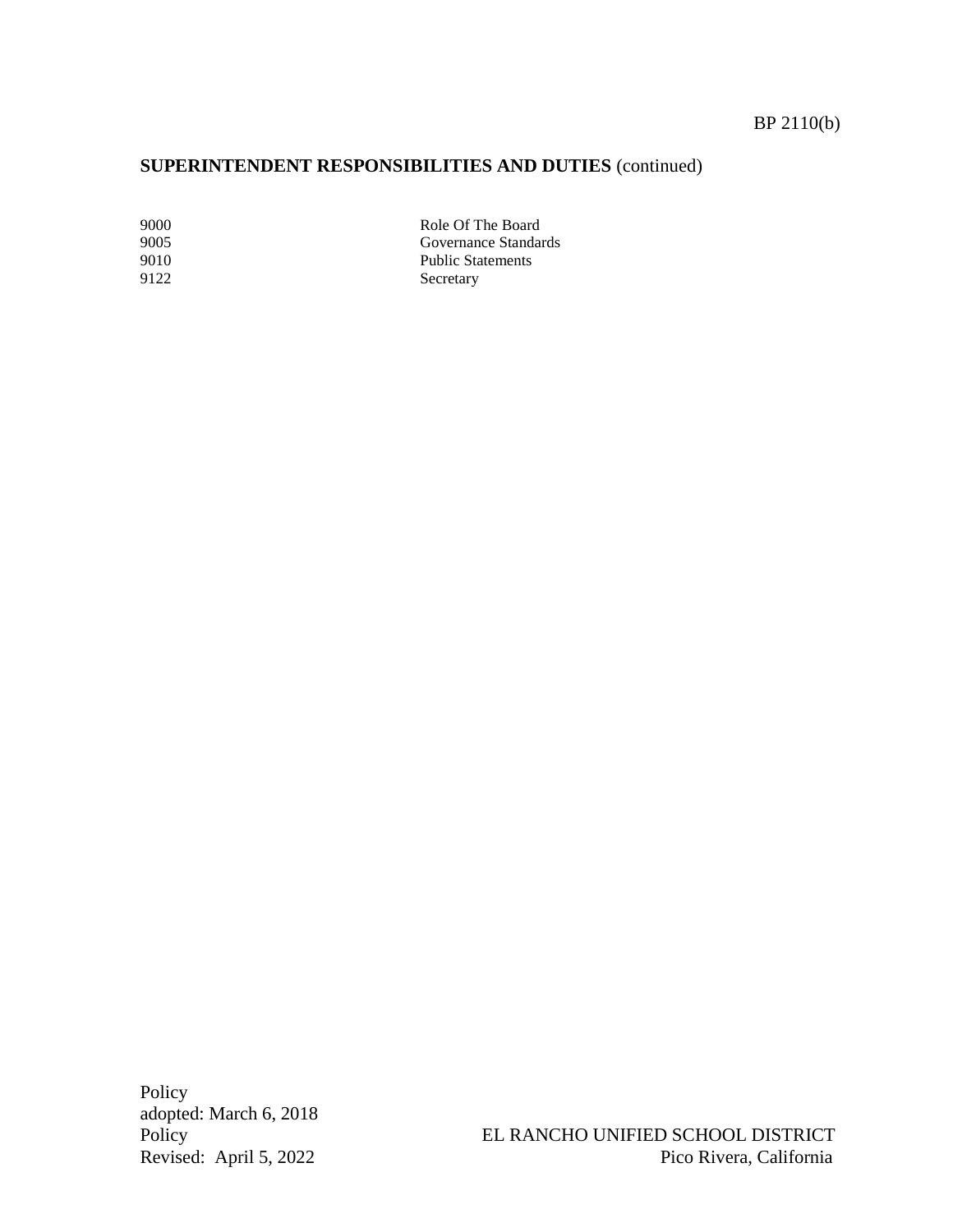**SUPERINTENDENT RESPONSIBILITIES AND DUTIES** (continued)

| | |
|---|---|
| 9000 | Role Of The Board |
| 9005 | Governance Standards |
| 9010 | Public Statements |
| 9122 | Secretary |

Policy
adopted: March 6, 2018
Policy
Revised: April 5, 2022

EL RANCHO UNIFIED SCHOOL DISTRICT
Pico Rivera, California